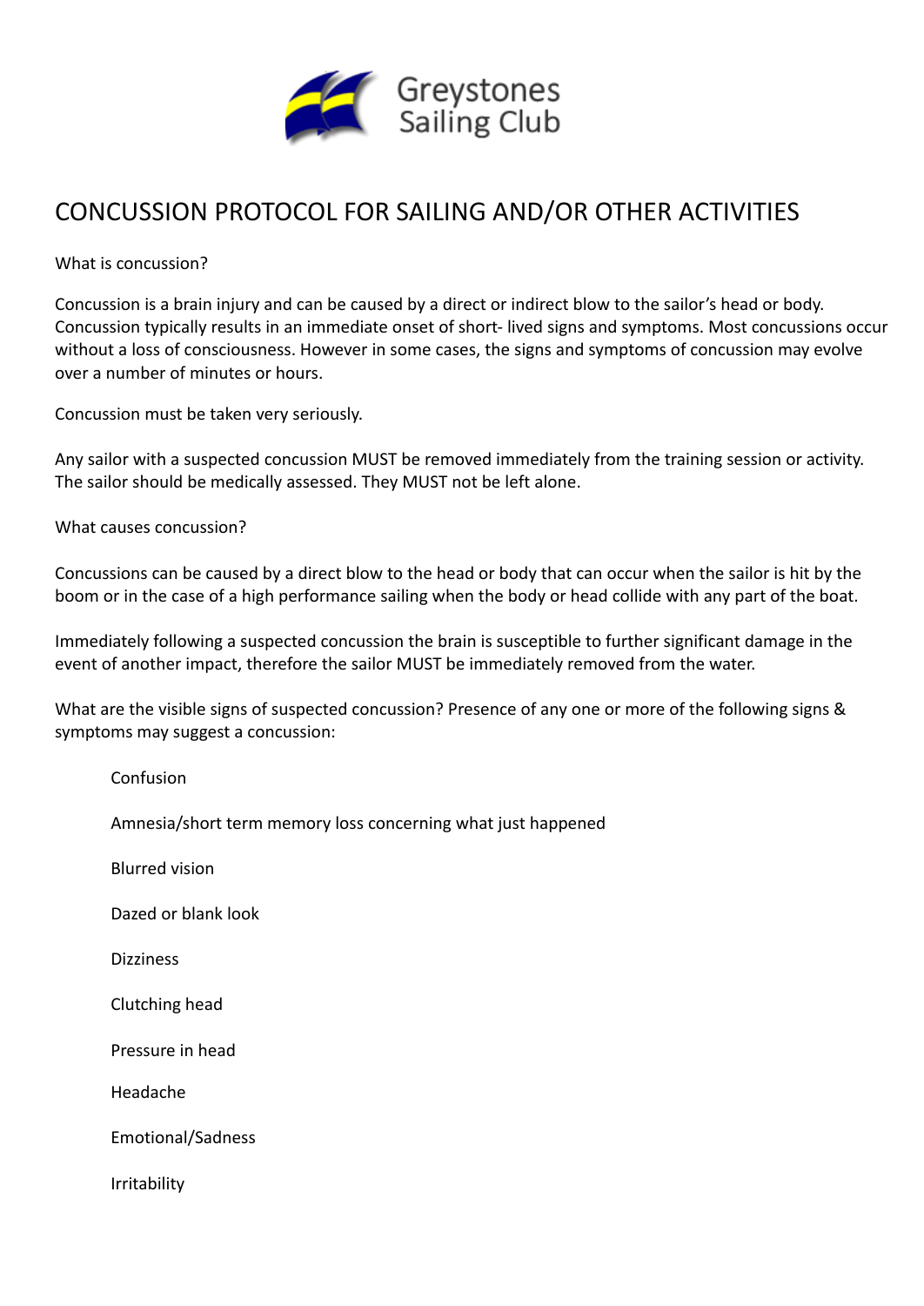Greystones Sailing Club

# CONCUSSION PROTOCOL FOR SAILING AND/OR OTHER ACTIVITIES

What is concussion?

Concussion is a brain injury and can be caused by a direct or indirect blow to the sailor's head or body. Concussion typically results in an immediate onset of short- lived signs and symptoms. Most concussions occur without a loss of consciousness. However in some cases, the signs and symptoms of concussion may evolve over a number of minutes or hours.

Concussion must be taken very seriously.

Any sailor with a suspected concussion MUST be removed immediately from the training session or activity. The sailor should be medically assessed. They MUST not be left alone.

What causes concussion?

Concussions can be caused by a direct blow to the head or body that can occur when the sailor is hit by the boom or in the case of a high performance sailing when the body or head collide with any part of the boat.

Immediately following a suspected concussion the brain is susceptible to further significant damage in the event of another impact, therefore the sailor MUST be immediately removed from the water.

What are the visible signs of suspected concussion? Presence of any one or more of the following signs & symptoms may suggest a concussion:

- Confusion
- Amnesia/short term memory loss concerning what just happened
- Blurred vision
- Dazed or blank look
- Dizziness
- Clutching head
- Pressure in head
- Headache
- Emotional/Sadness
- Irritability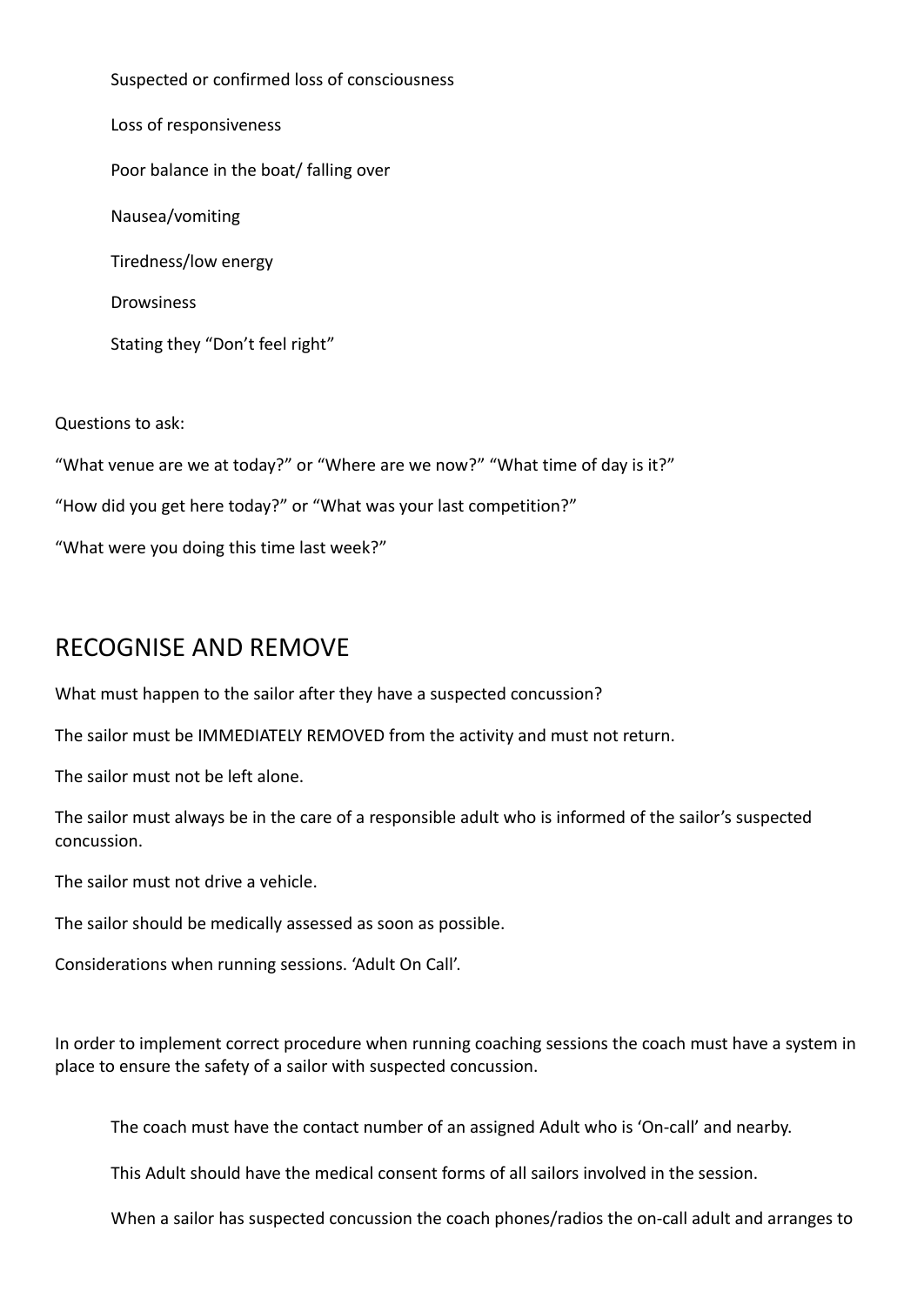Suspected or confirmed loss of consciousness

Loss of responsiveness

Poor balance in the boat/ falling over

Nausea/vomiting

Tiredness/low energy

Drowsiness

Stating they "Don't feel right"

Questions to ask:

"What venue are we at today?" or "Where are we now?" "What time of day is it?"

"How did you get here today?" or "What was your last competition?"

"What were you doing this time last week?"

## RECOGNISE AND REMOVE

What must happen to the sailor after they have a suspected concussion?

The sailor must be IMMEDIATELY REMOVED from the activity and must not return.

The sailor must not be left alone.

The sailor must always be in the care of a responsible adult who is informed of the sailor's suspected concussion.

The sailor must not drive a vehicle.

The sailor should be medically assessed as soon as possible.

Considerations when running sessions. 'Adult On Call'.

In order to implement correct procedure when running coaching sessions the coach must have a system in place to ensure the safety of a sailor with suspected concussion.

The coach must have the contact number of an assigned Adult who is 'On-call' and nearby.

This Adult should have the medical consent forms of all sailors involved in the session.

When a sailor has suspected concussion the coach phones/radios the on-call adult and arranges to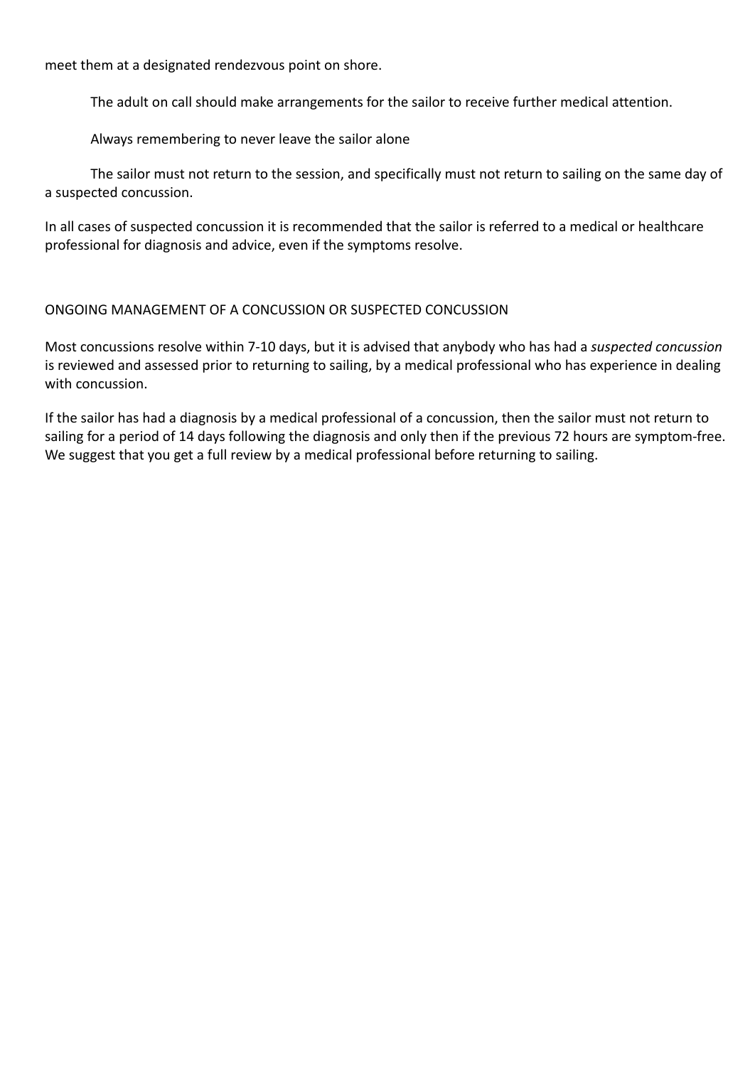meet them at a designated rendezvous point on shore.

The adult on call should make arrangements for the sailor to receive further medical attention.

Always remembering to never leave the sailor alone

The sailor must not return to the session, and specifically must not return to sailing on the same day of a suspected concussion.

In all cases of suspected concussion it is recommended that the sailor is referred to a medical or healthcare professional for diagnosis and advice, even if the symptoms resolve.

## ONGOING MANAGEMENT OF A CONCUSSION OR SUSPECTED CONCUSSION

Most concussions resolve within 7-10 days, but it is advised that anybody who has had a *suspected concussion* is reviewed and assessed prior to returning to sailing, by a medical professional who has experience in dealing with concussion.

If the sailor has had a diagnosis by a medical professional of a concussion, then the sailor must not return to sailing for a period of 14 days following the diagnosis and only then if the previous 72 hours are symptom-free. We suggest that you get a full review by a medical professional before returning to sailing.